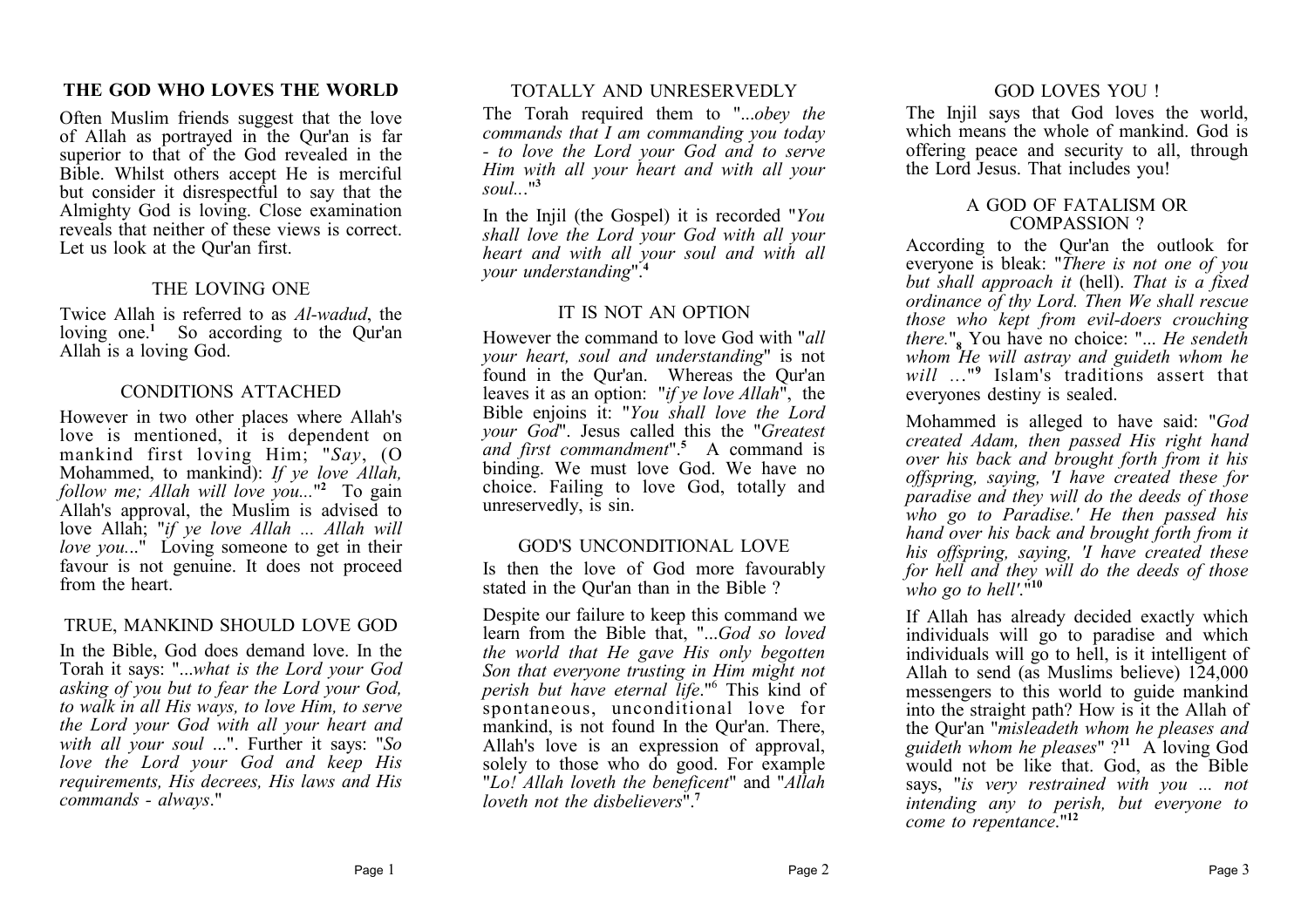# THE GOD WHO LOVES THE WORLD

Often Muslim friends suggest that the love of Allah as portrayed in the Qur'an is far superior to that of the God revealed in the Bible. Whilst others accept He is merciful but consider it disrespectful to say that the Almighty God is loving. Close examination reveals that neither of these views is correct. Let us look at the Qur'an first.

## THE LOVING ONE

Twice Allah is referred to as *Al-wadud*, the loving one.[1] So according to the Qur'an Allah is a loving God.

## CONDITIONS ATTACHED

However in two other places where Allah's love is mentioned, it is dependent on mankind first loving Him; "*Say*, (O Mohammed, to mankind): *If ye love Allah, follow me; Allah will love you...*"[2] To gain Allah's approval, the Muslim is advised to love Allah; "*if ye love Allah ... Allah will love you...*" Loving someone to get in their favour is not genuine. It does not proceed from the heart.

## TRUE, MANKIND SHOULD LOVE GOD

In the Bible, God does demand love. In the Torah it says: "*...what is the Lord your God asking of you but to fear the Lord your God, to walk in all His ways, to love Him, to serve the Lord your God with all your heart and with all your soul ...*". Further it says: "*So love the Lord your God and keep His requirements, His decrees, His laws and His commands - always*."

## TOTALLY AND UNRESERVEDLY

The Torah required them to "*...obey the commands that I am commanding you today - to love the Lord your God and to serve Him with all your heart and with all your soul...*"[3]

In the Injil (the Gospel) it is recorded "*You shall love the Lord your God with all your heart and with all your soul and with all your understanding*".[4]

## IT IS NOT AN OPTION

However the command to love God with "*all your heart, soul and understanding*" is not found in the Qur'an. Whereas the Qur'an leaves it as an option: "*if ye love Allah*", the Bible enjoins it: "*You shall love the Lord your God*". Jesus called this the "*Greatest and first commandment*".[5] A command is binding. We must love God. We have no choice. Failing to love God, totally and unreservedly, is sin.

## GOD'S UNCONDITIONAL LOVE

Is then the love of God more favourably stated in the Qur'an than in the Bible ?

Despite our failure to keep this command we learn from the Bible that, "*...God so loved the world that He gave His only begotten Son that everyone trusting in Him might not perish but have eternal life*."[6] This kind of spontaneous, unconditional love for mankind, is not found In the Qur'an. There, Allah's love is an expression of approval, solely to those who do good. For example "*Lo! Allah loveth the beneficent*" and "*Allah loveth not the disbelievers*".[7]

## GOD LOVES YOU !

The Injil says that God loves the world, which means the whole of mankind. God is offering peace and security to all, through the Lord Jesus. That includes you!

## A GOD OF FATALISM OR COMPASSION ?

According to the Qur'an the outlook for everyone is bleak: "*There is not one of you but shall approach it* (hell). *That is a fixed ordinance of thy Lord. Then We shall rescue those who kept from evil-doers crouching there.*"[8] You have no choice: "*... He sendeth whom He will astray and guideth whom he will ...*"[9] Islam's traditions assert that everyones destiny is sealed.

Mohammed is alleged to have said: "*God created Adam, then passed His right hand over his back and brought forth from it his offspring, saying, 'I have created these for paradise and they will do the deeds of those who go to Paradise.' He then passed his hand over his back and brought forth from it his offspring, saying, 'I have created these for hell and they will do the deeds of those who go to hell'.*"[10]

If Allah has already decided exactly which individuals will go to paradise and which individuals will go to hell, is it intelligent of Allah to send (as Muslims believe) 124,000 messengers to this world to guide mankind into the straight path? How is it the Allah of the Qur'an "*misleadeth whom he pleases and guideth whom he pleases*" ?[11] A loving God would not be like that. God, as the Bible says, "*is very restrained with you ... not intending any to perish, but everyone to come to repentance*."[12]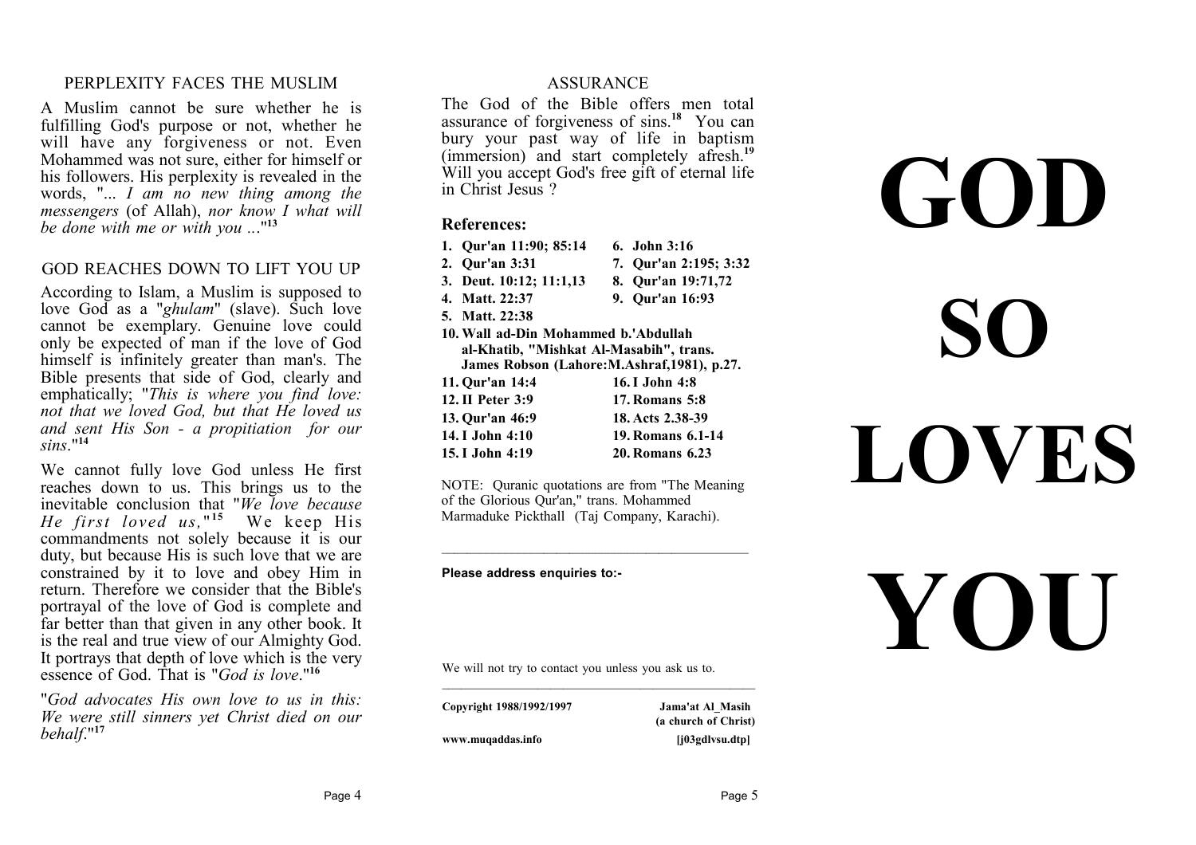## PERPLEXITY FACES THE MUSLIM

A Muslim cannot be sure whether he is fulfilling God's purpose or not, whether he will have any forgiveness or not. Even Mohammed was not sure, either for himself or his followers. His perplexity is revealed in the words, "*... I am no new thing among the messengers* (of Allah), *nor know I what will be done with me or with you ...*"[13]

## GOD REACHES DOWN TO LIFT YOU UP

According to Islam, a Muslim is supposed to love God as a "*ghulam*" (slave). Such love cannot be exemplary. Genuine love could only be expected of man if the love of God himself is infinitely greater than man's. The Bible presents that side of God, clearly and emphatically; "*This is where you find love: not that we loved God, but that He loved us and sent His Son - a propitiation for our sins*."[14]

We cannot fully love God unless He first reaches down to us. This brings us to the inevitable conclusion that "*We love because He first loved us,*"[15] We keep His commandments not solely because it is our duty, but because His is such love that we are constrained by it to love and obey Him in return. Therefore we consider that the Bible's portrayal of the love of God is complete and far better than that given in any other book. It is the real and true view of our Almighty God. It portrays that depth of love which is the very essence of God. That is "*God is love*."[16]

"*God advocates His own love to us in this: We were still sinners yet Christ died on our behalf*."[17]

## ASSURANCE

The God of the Bible offers men total assurance of forgiveness of sins.[18] You can bury your past way of life in baptism (immersion) and start completely afresh.[19] Will you accept God's free gift of eternal life in Christ Jesus ?

### References:

**1. Qur'an 11:90; 85:14**
**2. Qur'an 3:31**
**3. Deut. 10:12; 11:1,13**
**4. Matt. 22:37**
**5. Matt. 22:38**
**6. John 3:16**
**7. Qur'an 2:195; 3:32**
**8. Qur'an 19:71,72**
**9. Qur'an 16:93**
**10. Wall ad-Din Mohammed b.'Abdullah al-Khatib, "Mishkat Al-Masabih", trans. James Robson (Lahore:M.Ashraf,1981), p.27.**
**11. Qur'an 14:4**
**12. II Peter 3:9**
**13. Qur'an 46:9**
**14. I John 4:10**
**15. I John 4:19**
**16. I John 4:8**
**17. Romans 5:8**
**18. Acts 2.38-39**
**19. Romans 6.1-14**
**20. Romans 6.23**

NOTE: Quranic quotations are from "The Meaning of the Glorious Qur'an," trans. Mohammed Marmaduke Pickthall (Taj Company, Karachi).

---

**Please address enquiries to:-**

We will not try to contact you unless you ask us to.

---

**Copyright 1988/1992/1997** **Jama'at Al_Masih (a church of Christ)**

**www.muqaddas.info** **[j03gdlvsu.dtp]**

# GOD SO LOVES YOU